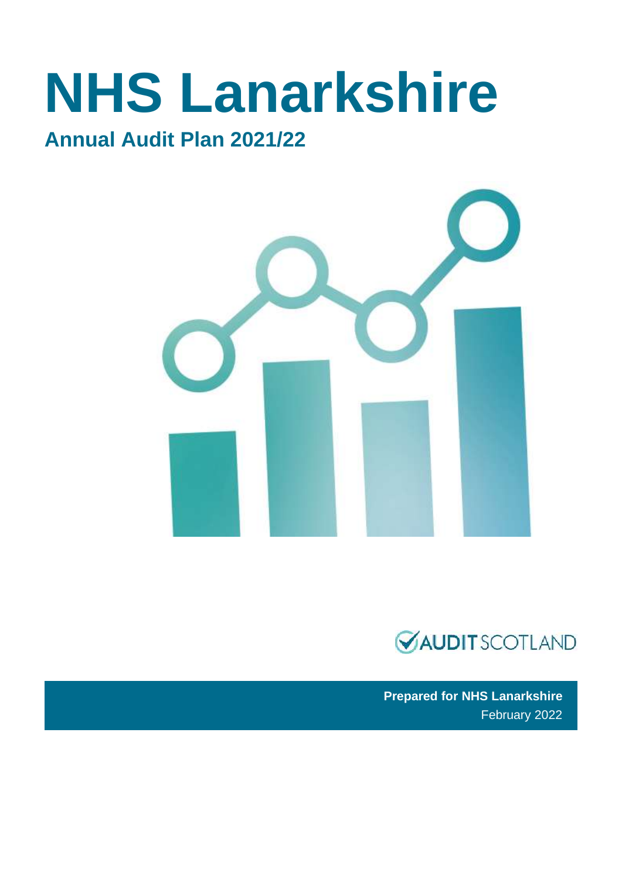# NHS Lanarkshire

## Annual Audit Plan 2021/22

AUDIT SCOTLAND

**Prepared for NHS Lanarkshire**
February 2022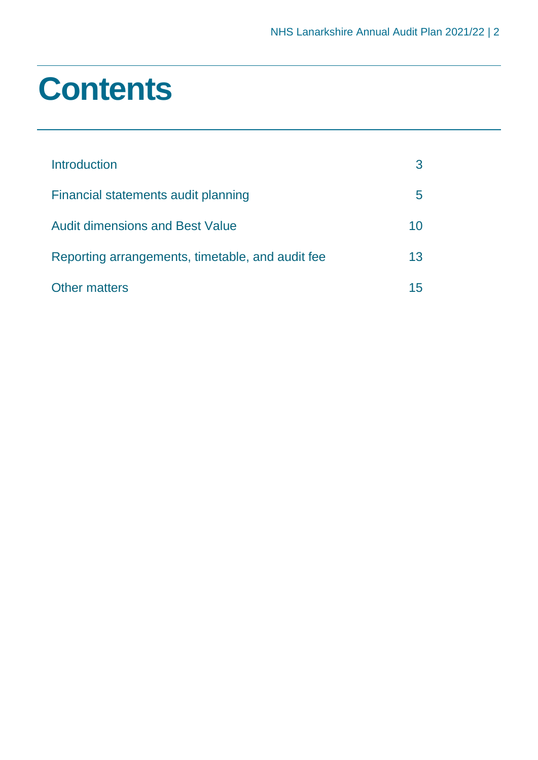# Contents

| | |
|---|---|
| Introduction | 3 |
| Financial statements audit planning | 5 |
| Audit dimensions and Best Value | 10 |
| Reporting arrangements, timetable, and audit fee | 13 |
| Other matters | 15 |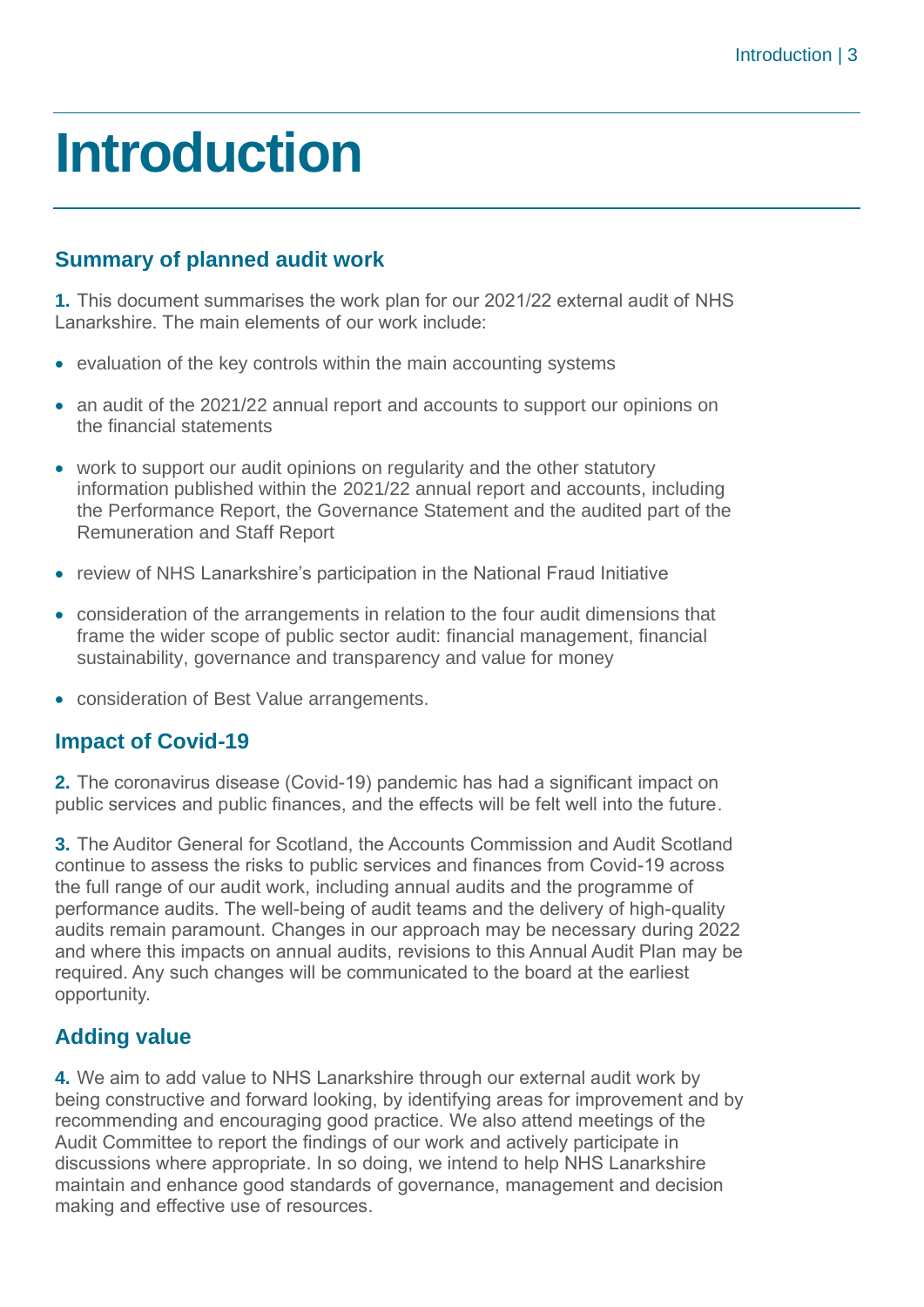# Introduction

## Summary of planned audit work

**1.** This document summarises the work plan for our 2021/22 external audit of NHS Lanarkshire. The main elements of our work include:

- evaluation of the key controls within the main accounting systems
- an audit of the 2021/22 annual report and accounts to support our opinions on the financial statements
- work to support our audit opinions on regularity and the other statutory information published within the 2021/22 annual report and accounts, including the Performance Report, the Governance Statement and the audited part of the Remuneration and Staff Report
- review of NHS Lanarkshire's participation in the National Fraud Initiative
- consideration of the arrangements in relation to the four audit dimensions that frame the wider scope of public sector audit: financial management, financial sustainability, governance and transparency and value for money
- consideration of Best Value arrangements.

## Impact of Covid-19

**2.** The coronavirus disease (Covid-19) pandemic has had a significant impact on public services and public finances, and the effects will be felt well into the future.

**3.** The Auditor General for Scotland, the Accounts Commission and Audit Scotland continue to assess the risks to public services and finances from Covid-19 across the full range of our audit work, including annual audits and the programme of performance audits. The well-being of audit teams and the delivery of high-quality audits remain paramount. Changes in our approach may be necessary during 2022 and where this impacts on annual audits, revisions to this Annual Audit Plan may be required. Any such changes will be communicated to the board at the earliest opportunity.

## Adding value

**4.** We aim to add value to NHS Lanarkshire through our external audit work by being constructive and forward looking, by identifying areas for improvement and by recommending and encouraging good practice. We also attend meetings of the Audit Committee to report the findings of our work and actively participate in discussions where appropriate. In so doing, we intend to help NHS Lanarkshire maintain and enhance good standards of governance, management and decision making and effective use of resources.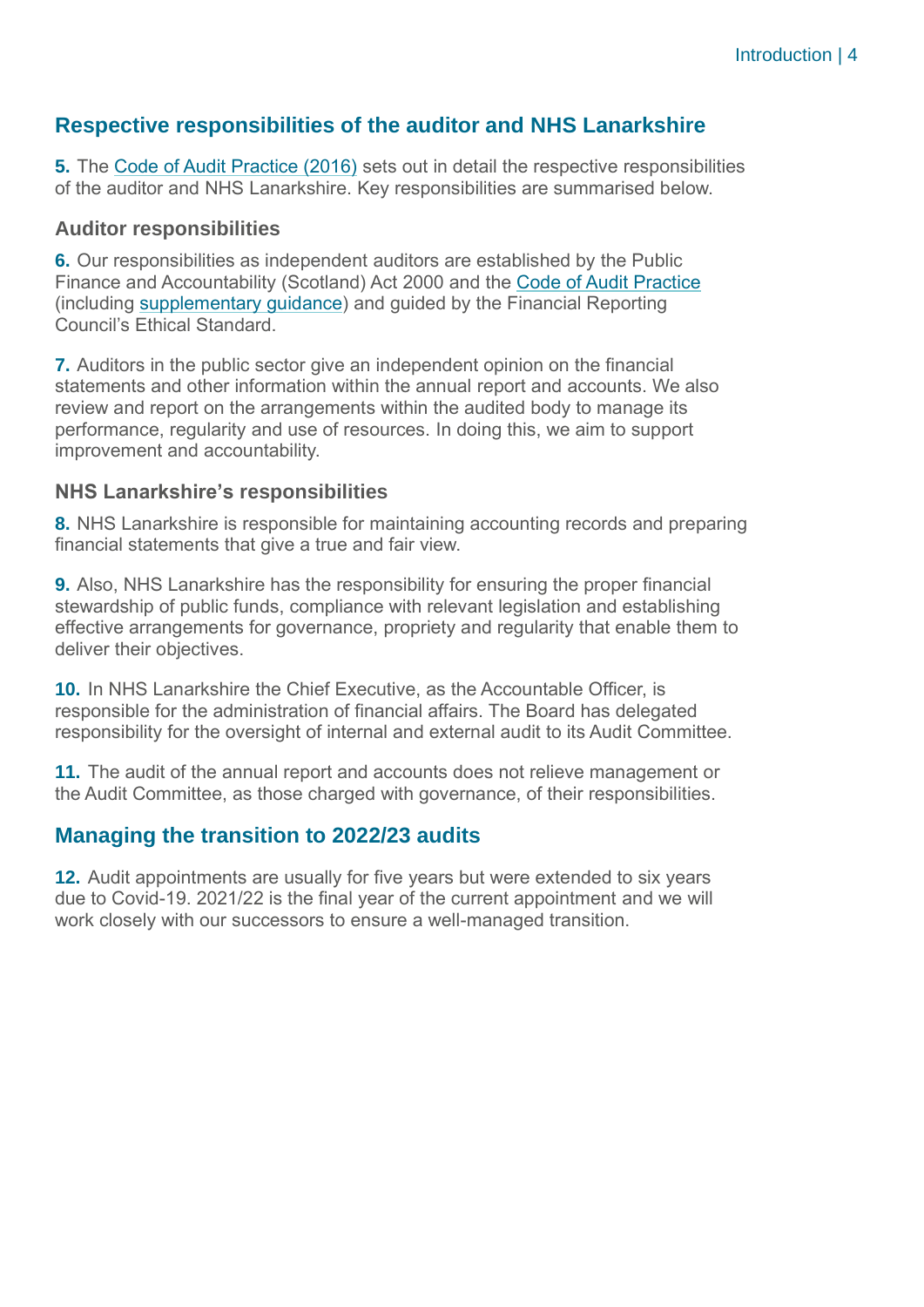## Respective responsibilities of the auditor and NHS Lanarkshire

**5.** The Code of Audit Practice (2016) sets out in detail the respective responsibilities of the auditor and NHS Lanarkshire. Key responsibilities are summarised below.

### Auditor responsibilities

**6.** Our responsibilities as independent auditors are established by the Public Finance and Accountability (Scotland) Act 2000 and the Code of Audit Practice (including supplementary guidance) and guided by the Financial Reporting Council's Ethical Standard.

**7.** Auditors in the public sector give an independent opinion on the financial statements and other information within the annual report and accounts. We also review and report on the arrangements within the audited body to manage its performance, regularity and use of resources. In doing this, we aim to support improvement and accountability.

### NHS Lanarkshire's responsibilities

**8.** NHS Lanarkshire is responsible for maintaining accounting records and preparing financial statements that give a true and fair view.

**9.** Also, NHS Lanarkshire has the responsibility for ensuring the proper financial stewardship of public funds, compliance with relevant legislation and establishing effective arrangements for governance, propriety and regularity that enable them to deliver their objectives.

**10.** In NHS Lanarkshire the Chief Executive, as the Accountable Officer, is responsible for the administration of financial affairs. The Board has delegated responsibility for the oversight of internal and external audit to its Audit Committee.

**11.** The audit of the annual report and accounts does not relieve management or the Audit Committee, as those charged with governance, of their responsibilities.

## Managing the transition to 2022/23 audits

**12.** Audit appointments are usually for five years but were extended to six years due to Covid-19. 2021/22 is the final year of the current appointment and we will work closely with our successors to ensure a well-managed transition.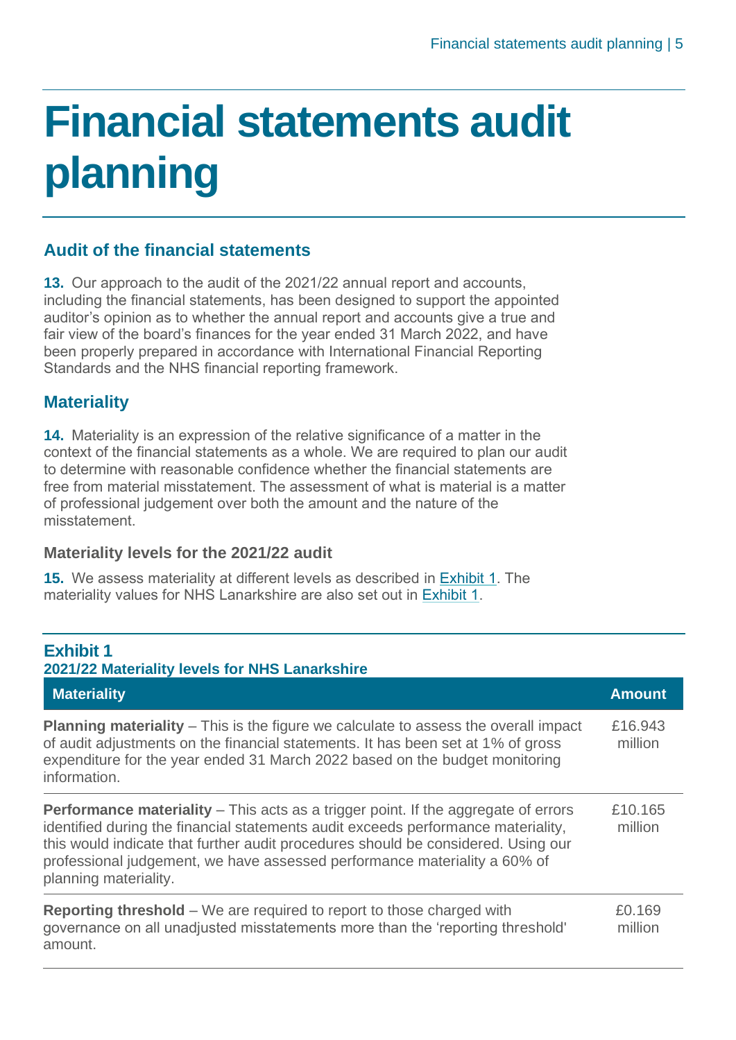# Financial statements audit planning

## Audit of the financial statements

**13.** Our approach to the audit of the 2021/22 annual report and accounts, including the financial statements, has been designed to support the appointed auditor's opinion as to whether the annual report and accounts give a true and fair view of the board's finances for the year ended 31 March 2022, and have been properly prepared in accordance with International Financial Reporting Standards and the NHS financial reporting framework.

## Materiality

**14.** Materiality is an expression of the relative significance of a matter in the context of the financial statements as a whole. We are required to plan our audit to determine with reasonable confidence whether the financial statements are free from material misstatement. The assessment of what is material is a matter of professional judgement over both the amount and the nature of the misstatement.

### Materiality levels for the 2021/22 audit

**15.** We assess materiality at different levels as described in Exhibit 1. The materiality values for NHS Lanarkshire are also set out in Exhibit 1.

**Exhibit 1**
**2021/22 Materiality levels for NHS Lanarkshire**

| Materiality | Amount |
|---|---|
| **Planning materiality** – This is the figure we calculate to assess the overall impact of audit adjustments on the financial statements. It has been set at 1% of gross expenditure for the year ended 31 March 2022 based on the budget monitoring information. | £16.943 million |
| **Performance materiality** – This acts as a trigger point. If the aggregate of errors identified during the financial statements audit exceeds performance materiality, this would indicate that further audit procedures should be considered. Using our professional judgement, we have assessed performance materiality a 60% of planning materiality. | £10.165 million |
| **Reporting threshold** – We are required to report to those charged with governance on all unadjusted misstatements more than the 'reporting threshold' amount. | £0.169 million |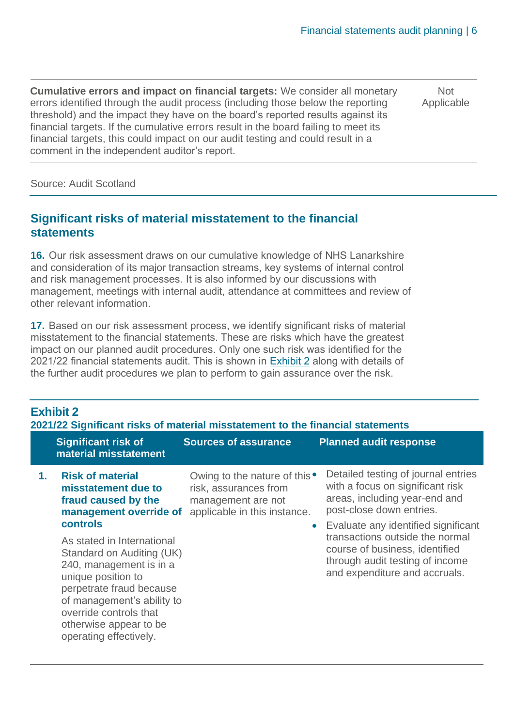| | |
|---|---|
| **Cumulative errors and impact on financial targets:** We consider all monetary errors identified through the audit process (including those below the reporting threshold) and the impact they have on the board's reported results against its financial targets. If the cumulative errors result in the board failing to meet its financial targets, this could impact on our audit testing and could result in a comment in the independent auditor's report. | Not Applicable |

Source: Audit Scotland

## Significant risks of material misstatement to the financial statements

**16.** Our risk assessment draws on our cumulative knowledge of NHS Lanarkshire and consideration of its major transaction streams, key systems of internal control and risk management processes. It is also informed by our discussions with management, meetings with internal audit, attendance at committees and review of other relevant information.

**17.** Based on our risk assessment process, we identify significant risks of material misstatement to the financial statements. These are risks which have the greatest impact on our planned audit procedures. Only one such risk was identified for the 2021/22 financial statements audit. This is shown in Exhibit 2 along with details of the further audit procedures we plan to perform to gain assurance over the risk.

### Exhibit 2
**2021/22 Significant risks of material misstatement to the financial statements**

| | Significant risk of material misstatement | Sources of assurance | Planned audit response |
|---|---|---|---|
| 1. | **Risk of material misstatement due to fraud caused by the management override of controls**<br><br>As stated in International Standard on Auditing (UK) 240, management is in a unique position to perpetrate fraud because of management's ability to override controls that otherwise appear to be operating effectively. | Owing to the nature of this risk, assurances from management are not applicable in this instance. | • Detailed testing of journal entries with a focus on significant risk areas, including year-end and post-close down entries.<br>• Evaluate any identified significant transactions outside the normal course of business, identified through audit testing of income and expenditure and accruals. |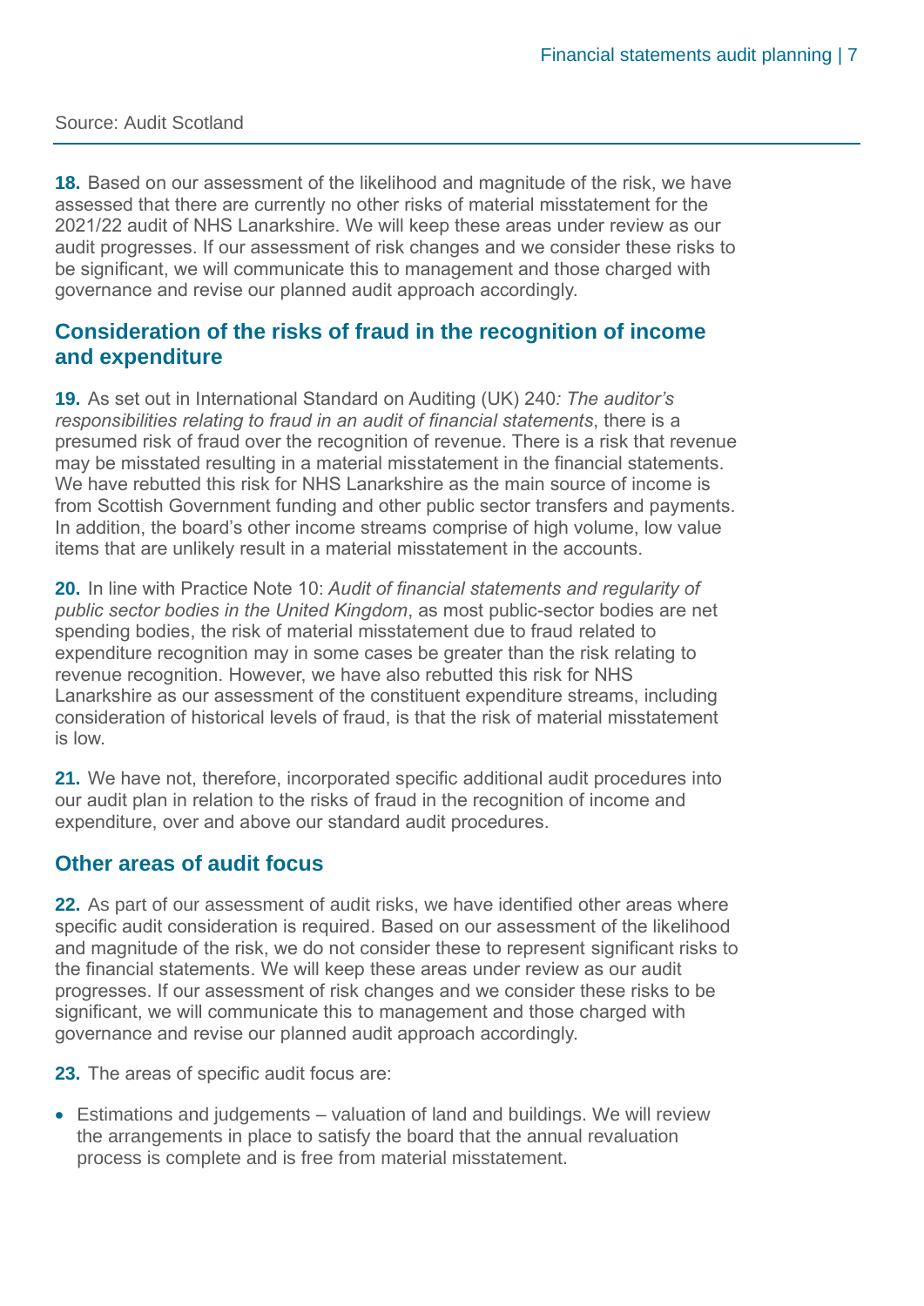Source: Audit Scotland

**18.** Based on our assessment of the likelihood and magnitude of the risk, we have assessed that there are currently no other risks of material misstatement for the 2021/22 audit of NHS Lanarkshire. We will keep these areas under review as our audit progresses. If our assessment of risk changes and we consider these risks to be significant, we will communicate this to management and those charged with governance and revise our planned audit approach accordingly.

## Consideration of the risks of fraud in the recognition of income and expenditure

**19.** As set out in International Standard on Auditing (UK) 240*: The auditor's responsibilities relating to fraud in an audit of financial statements*, there is a presumed risk of fraud over the recognition of revenue. There is a risk that revenue may be misstated resulting in a material misstatement in the financial statements. We have rebutted this risk for NHS Lanarkshire as the main source of income is from Scottish Government funding and other public sector transfers and payments. In addition, the board's other income streams comprise of high volume, low value items that are unlikely result in a material misstatement in the accounts.

**20.** In line with Practice Note 10: *Audit of financial statements and regularity of public sector bodies in the United Kingdom*, as most public-sector bodies are net spending bodies, the risk of material misstatement due to fraud related to expenditure recognition may in some cases be greater than the risk relating to revenue recognition. However, we have also rebutted this risk for NHS Lanarkshire as our assessment of the constituent expenditure streams, including consideration of historical levels of fraud, is that the risk of material misstatement is low.

**21.** We have not, therefore, incorporated specific additional audit procedures into our audit plan in relation to the risks of fraud in the recognition of income and expenditure, over and above our standard audit procedures.

## Other areas of audit focus

**22.** As part of our assessment of audit risks, we have identified other areas where specific audit consideration is required. Based on our assessment of the likelihood and magnitude of the risk, we do not consider these to represent significant risks to the financial statements. We will keep these areas under review as our audit progresses. If our assessment of risk changes and we consider these risks to be significant, we will communicate this to management and those charged with governance and revise our planned audit approach accordingly.

**23.** The areas of specific audit focus are:

- Estimations and judgements – valuation of land and buildings. We will review the arrangements in place to satisfy the board that the annual revaluation process is complete and is free from material misstatement.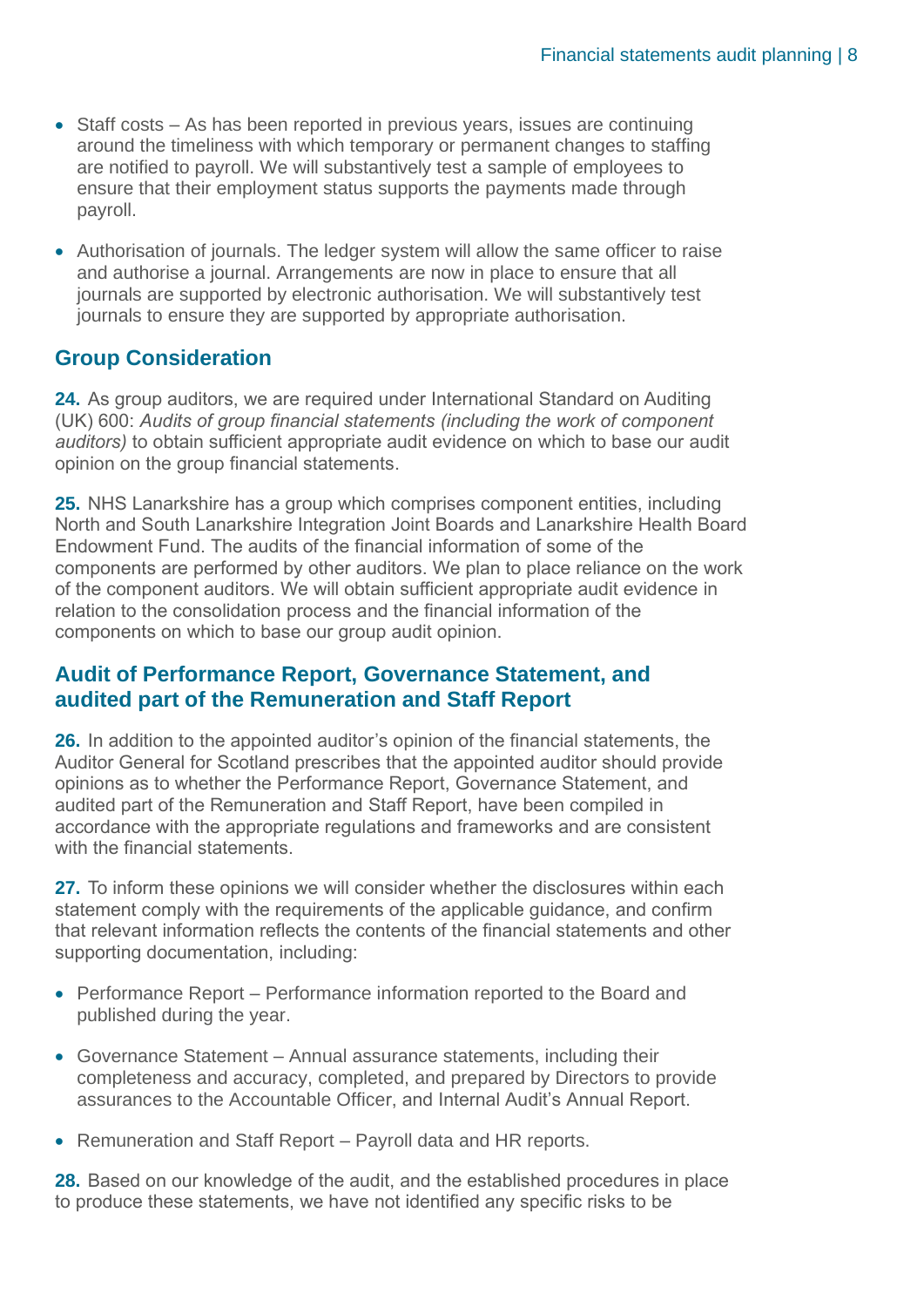- Staff costs – As has been reported in previous years, issues are continuing around the timeliness with which temporary or permanent changes to staffing are notified to payroll. We will substantively test a sample of employees to ensure that their employment status supports the payments made through payroll.
- Authorisation of journals. The ledger system will allow the same officer to raise and authorise a journal. Arrangements are now in place to ensure that all journals are supported by electronic authorisation. We will substantively test journals to ensure they are supported by appropriate authorisation.

## Group Consideration

**24.** As group auditors, we are required under International Standard on Auditing (UK) 600: *Audits of group financial statements (including the work of component auditors)* to obtain sufficient appropriate audit evidence on which to base our audit opinion on the group financial statements.

**25.** NHS Lanarkshire has a group which comprises component entities, including North and South Lanarkshire Integration Joint Boards and Lanarkshire Health Board Endowment Fund. The audits of the financial information of some of the components are performed by other auditors. We plan to place reliance on the work of the component auditors. We will obtain sufficient appropriate audit evidence in relation to the consolidation process and the financial information of the components on which to base our group audit opinion.

## Audit of Performance Report, Governance Statement, and audited part of the Remuneration and Staff Report

**26.** In addition to the appointed auditor's opinion of the financial statements, the Auditor General for Scotland prescribes that the appointed auditor should provide opinions as to whether the Performance Report, Governance Statement, and audited part of the Remuneration and Staff Report, have been compiled in accordance with the appropriate regulations and frameworks and are consistent with the financial statements.

**27.** To inform these opinions we will consider whether the disclosures within each statement comply with the requirements of the applicable guidance, and confirm that relevant information reflects the contents of the financial statements and other supporting documentation, including:

- Performance Report – Performance information reported to the Board and published during the year.
- Governance Statement – Annual assurance statements, including their completeness and accuracy, completed, and prepared by Directors to provide assurances to the Accountable Officer, and Internal Audit's Annual Report.
- Remuneration and Staff Report – Payroll data and HR reports.

**28.** Based on our knowledge of the audit, and the established procedures in place to produce these statements, we have not identified any specific risks to be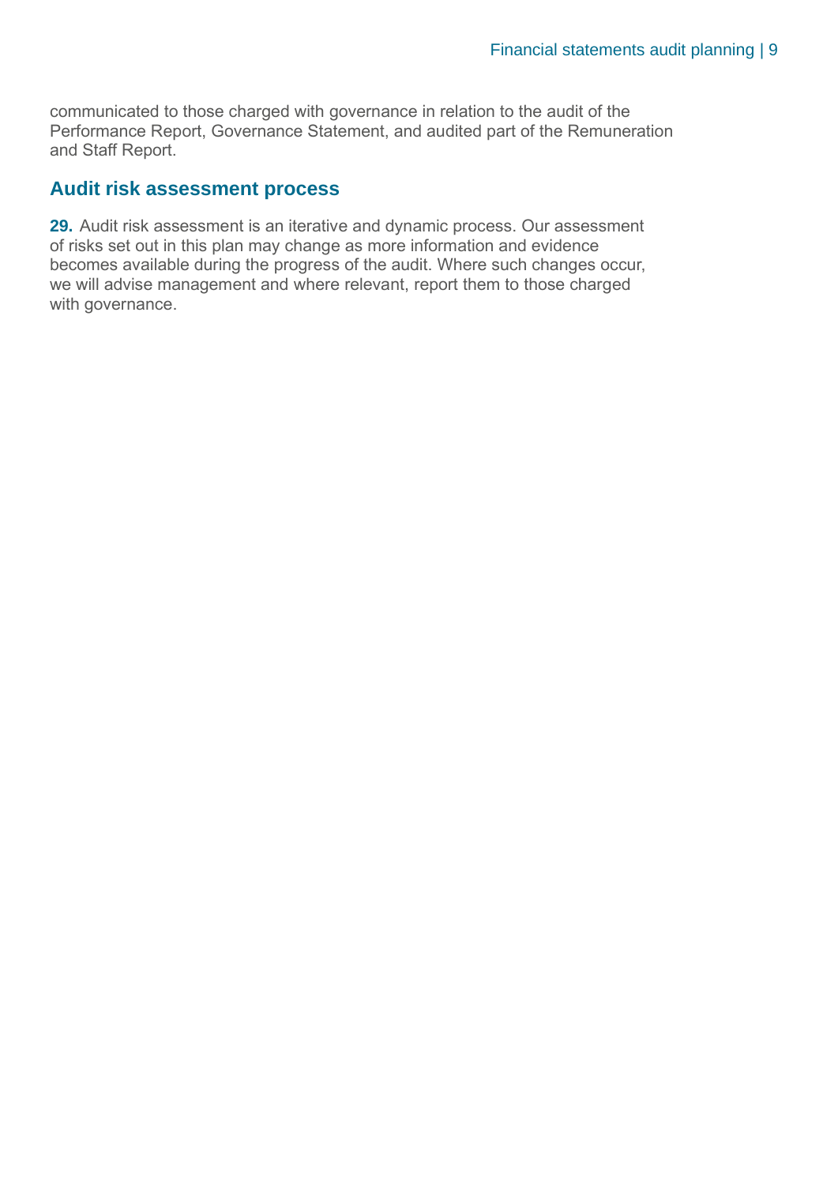communicated to those charged with governance in relation to the audit of the Performance Report, Governance Statement, and audited part of the Remuneration and Staff Report.

## Audit risk assessment process

**29.** Audit risk assessment is an iterative and dynamic process. Our assessment of risks set out in this plan may change as more information and evidence becomes available during the progress of the audit. Where such changes occur, we will advise management and where relevant, report them to those charged with governance.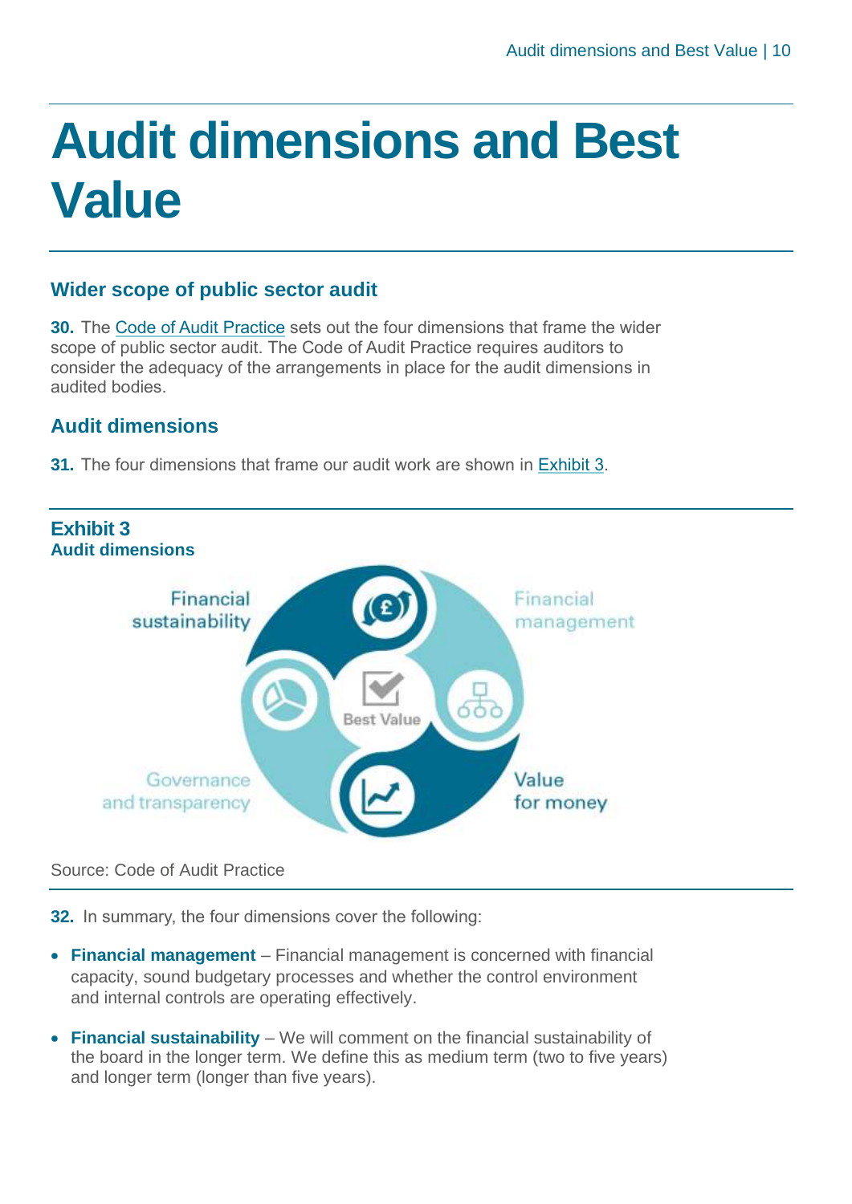# Audit dimensions and Best Value

## Wider scope of public sector audit

**30.** The Code of Audit Practice sets out the four dimensions that frame the wider scope of public sector audit. The Code of Audit Practice requires auditors to consider the adequacy of the arrangements in place for the audit dimensions in audited bodies.

## Audit dimensions

**31.** The four dimensions that frame our audit work are shown in Exhibit 3.

**Exhibit 3**
**Audit dimensions**

Financial sustainability

Financial management

Best Value

Governance and transparency

Value for money

Source: Code of Audit Practice

**32.** In summary, the four dimensions cover the following:

- **Financial management** – Financial management is concerned with financial capacity, sound budgetary processes and whether the control environment and internal controls are operating effectively.
- **Financial sustainability** – We will comment on the financial sustainability of the board in the longer term. We define this as medium term (two to five years) and longer term (longer than five years).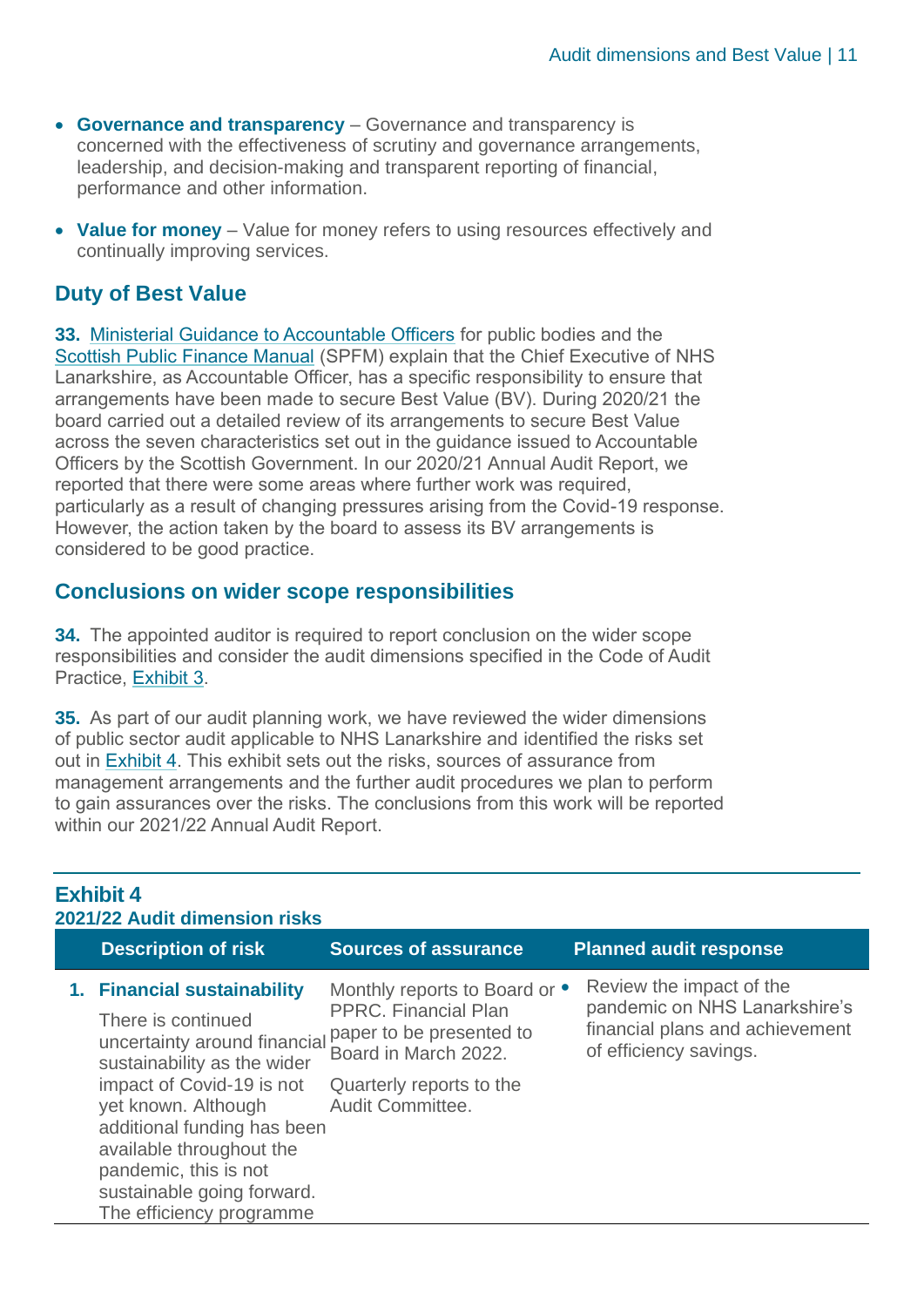- **Governance and transparency** – Governance and transparency is concerned with the effectiveness of scrutiny and governance arrangements, leadership, and decision-making and transparent reporting of financial, performance and other information.

- **Value for money** – Value for money refers to using resources effectively and continually improving services.

## Duty of Best Value

**33.** Ministerial Guidance to Accountable Officers for public bodies and the Scottish Public Finance Manual (SPFM) explain that the Chief Executive of NHS Lanarkshire, as Accountable Officer, has a specific responsibility to ensure that arrangements have been made to secure Best Value (BV). During 2020/21 the board carried out a detailed review of its arrangements to secure Best Value across the seven characteristics set out in the guidance issued to Accountable Officers by the Scottish Government. In our 2020/21 Annual Audit Report, we reported that there were some areas where further work was required, particularly as a result of changing pressures arising from the Covid-19 response. However, the action taken by the board to assess its BV arrangements is considered to be good practice.

## Conclusions on wider scope responsibilities

**34.** The appointed auditor is required to report conclusion on the wider scope responsibilities and consider the audit dimensions specified in the Code of Audit Practice, Exhibit 3.

**35.** As part of our audit planning work, we have reviewed the wider dimensions of public sector audit applicable to NHS Lanarkshire and identified the risks set out in Exhibit 4. This exhibit sets out the risks, sources of assurance from management arrangements and the further audit procedures we plan to perform to gain assurances over the risks. The conclusions from this work will be reported within our 2021/22 Annual Audit Report.

**Exhibit 4**
**2021/22 Audit dimension risks**

| Description of risk | Sources of assurance | Planned audit response |
|---|---|---|
| **1. Financial sustainability**<br>There is continued uncertainty around financial sustainability as the wider impact of Covid-19 is not yet known. Although additional funding has been available throughout the pandemic, this is not sustainable going forward. The efficiency programme | Monthly reports to Board or PPRC. Financial Plan paper to be presented to Board in March 2022.<br>Quarterly reports to the Audit Committee. | • Review the impact of the pandemic on NHS Lanarkshire's financial plans and achievement of efficiency savings. |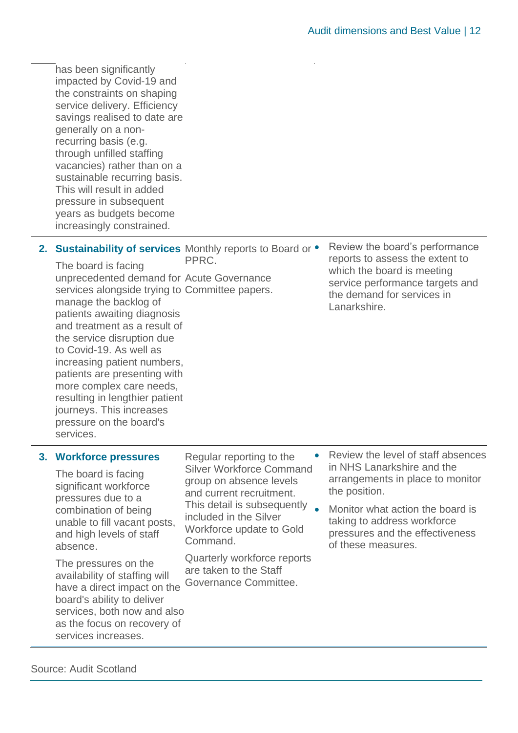| | | |
|---|---|---|
| has been significantly impacted by Covid-19 and the constraints on shaping service delivery. Efficiency savings realised to date are generally on a non-recurring basis (e.g. through unfilled staffing vacancies) rather than on a sustainable recurring basis. This will result in added pressure in subsequent years as budgets become increasingly constrained. | | |
| **2. Sustainability of services**<br><br>The board is facing unprecedented demand for services alongside trying to manage the backlog of patients awaiting diagnosis and treatment as a result of the service disruption due to Covid-19. As well as increasing patient numbers, patients are presenting with more complex care needs, resulting in lengthier patient journeys. This increases pressure on the board's services. | Monthly reports to Board or PPRC.<br><br>Acute Governance Committee papers. | • Review the board's performance reports to assess the extent to which the board is meeting service performance targets and the demand for services in Lanarkshire. |
| **3. Workforce pressures**<br><br>The board is facing significant workforce pressures due to a combination of being unable to fill vacant posts, and high levels of staff absence.<br><br>The pressures on the availability of staffing will have a direct impact on the board's ability to deliver services, both now and also as the focus on recovery of services increases. | Regular reporting to the Silver Workforce Command group on absence levels and current recruitment. This detail is subsequently included in the Silver Workforce update to Gold Command.<br><br>Quarterly workforce reports are taken to the Staff Governance Committee. | • Review the level of staff absences in NHS Lanarkshire and the arrangements in place to monitor the position.<br><br>• Monitor what action the board is taking to address workforce pressures and the effectiveness of these measures. |

Source: Audit Scotland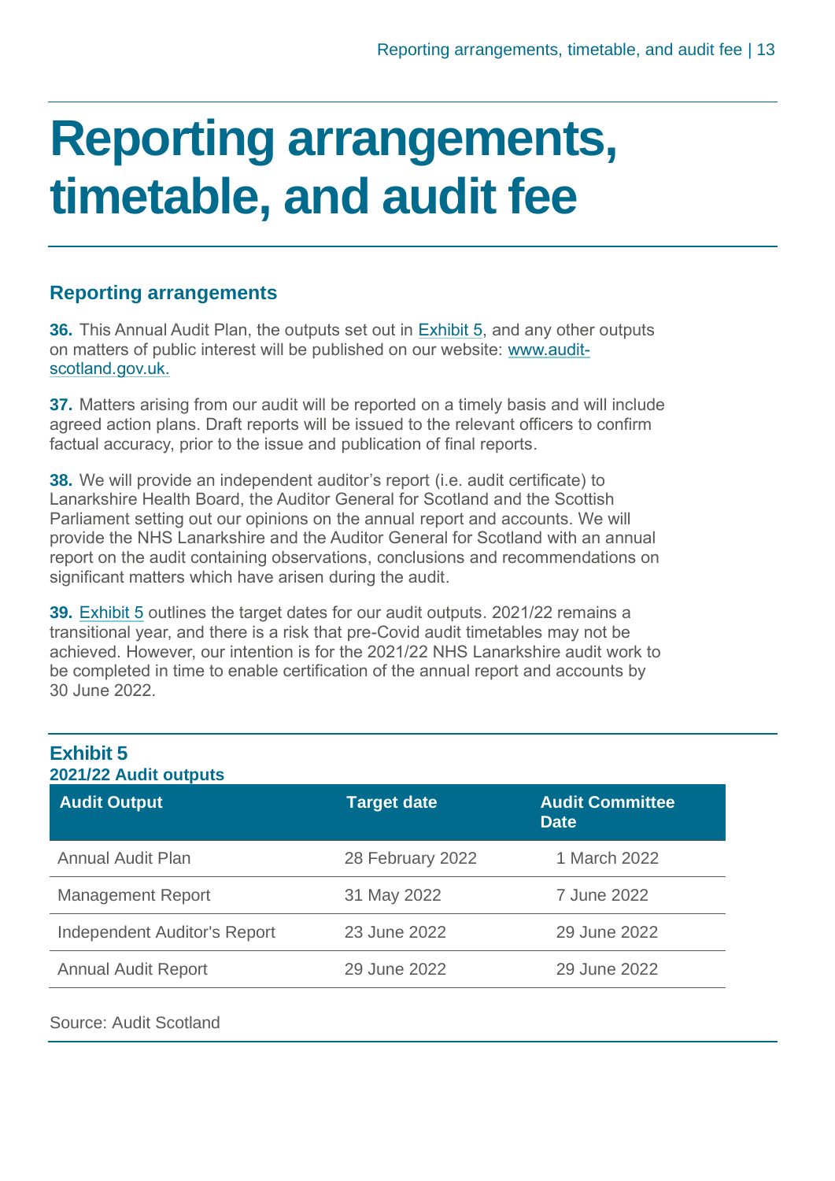# Reporting arrangements, timetable, and audit fee

## Reporting arrangements

**36.** This Annual Audit Plan, the outputs set out in Exhibit 5, and any other outputs on matters of public interest will be published on our website: www.audit-scotland.gov.uk.

**37.** Matters arising from our audit will be reported on a timely basis and will include agreed action plans. Draft reports will be issued to the relevant officers to confirm factual accuracy, prior to the issue and publication of final reports.

**38.** We will provide an independent auditor's report (i.e. audit certificate) to Lanarkshire Health Board, the Auditor General for Scotland and the Scottish Parliament setting out our opinions on the annual report and accounts. We will provide the NHS Lanarkshire and the Auditor General for Scotland with an annual report on the audit containing observations, conclusions and recommendations on significant matters which have arisen during the audit.

**39.** Exhibit 5 outlines the target dates for our audit outputs. 2021/22 remains a transitional year, and there is a risk that pre-Covid audit timetables may not be achieved. However, our intention is for the 2021/22 NHS Lanarkshire audit work to be completed in time to enable certification of the annual report and accounts by 30 June 2022.

**Exhibit 5**
**2021/22 Audit outputs**

| Audit Output | Target date | Audit Committee Date |
| --- | --- | --- |
| Annual Audit Plan | 28 February 2022 | 1 March 2022 |
| Management Report | 31 May 2022 | 7 June 2022 |
| Independent Auditor's Report | 23 June 2022 | 29 June 2022 |
| Annual Audit Report | 29 June 2022 | 29 June 2022 |

Source: Audit Scotland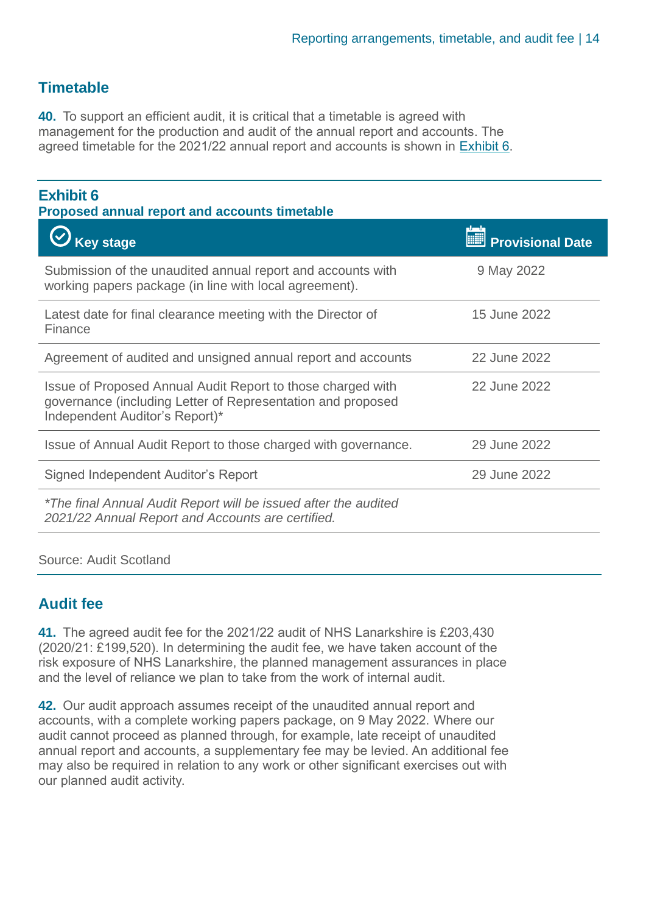## Timetable

**40.** To support an efficient audit, it is critical that a timetable is agreed with management for the production and audit of the annual report and accounts. The agreed timetable for the 2021/22 annual report and accounts is shown in Exhibit 6.

**Exhibit 6**
**Proposed annual report and accounts timetable**

| Key stage | Provisional Date |
|---|---|
| Submission of the unaudited annual report and accounts with working papers package (in line with local agreement). | 9 May 2022 |
| Latest date for final clearance meeting with the Director of Finance | 15 June 2022 |
| Agreement of audited and unsigned annual report and accounts | 22 June 2022 |
| Issue of Proposed Annual Audit Report to those charged with governance (including Letter of Representation and proposed Independent Auditor's Report)* | 22 June 2022 |
| Issue of Annual Audit Report to those charged with governance. | 29 June 2022 |
| Signed Independent Auditor's Report | 29 June 2022 |

*\*The final Annual Audit Report will be issued after the audited 2021/22 Annual Report and Accounts are certified.*

Source: Audit Scotland

## Audit fee

**41.** The agreed audit fee for the 2021/22 audit of NHS Lanarkshire is £203,430 (2020/21: £199,520). In determining the audit fee, we have taken account of the risk exposure of NHS Lanarkshire, the planned management assurances in place and the level of reliance we plan to take from the work of internal audit.

**42.** Our audit approach assumes receipt of the unaudited annual report and accounts, with a complete working papers package, on 9 May 2022. Where our audit cannot proceed as planned through, for example, late receipt of unaudited annual report and accounts, a supplementary fee may be levied. An additional fee may also be required in relation to any work or other significant exercises out with our planned audit activity.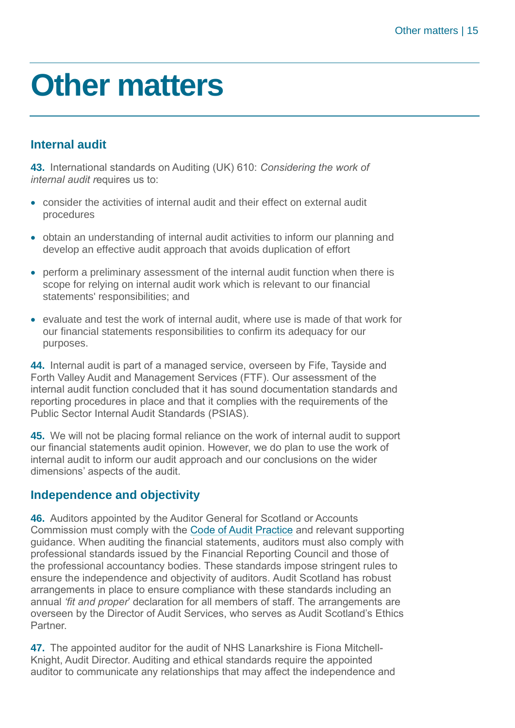# Other matters

## Internal audit

**43.** International standards on Auditing (UK) 610: *Considering the work of internal audit r*equires us to:

- consider the activities of internal audit and their effect on external audit procedures
- obtain an understanding of internal audit activities to inform our planning and develop an effective audit approach that avoids duplication of effort
- perform a preliminary assessment of the internal audit function when there is scope for relying on internal audit work which is relevant to our financial statements' responsibilities; and
- evaluate and test the work of internal audit, where use is made of that work for our financial statements responsibilities to confirm its adequacy for our purposes.

**44.** Internal audit is part of a managed service, overseen by Fife, Tayside and Forth Valley Audit and Management Services (FTF). Our assessment of the internal audit function concluded that it has sound documentation standards and reporting procedures in place and that it complies with the requirements of the Public Sector Internal Audit Standards (PSIAS).

**45.** We will not be placing formal reliance on the work of internal audit to support our financial statements audit opinion. However, we do plan to use the work of internal audit to inform our audit approach and our conclusions on the wider dimensions' aspects of the audit.

## Independence and objectivity

**46.** Auditors appointed by the Auditor General for Scotland or Accounts Commission must comply with the Code of Audit Practice and relevant supporting guidance. When auditing the financial statements, auditors must also comply with professional standards issued by the Financial Reporting Council and those of the professional accountancy bodies. These standards impose stringent rules to ensure the independence and objectivity of auditors. Audit Scotland has robust arrangements in place to ensure compliance with these standards including an annual *'fit and proper*' declaration for all members of staff. The arrangements are overseen by the Director of Audit Services, who serves as Audit Scotland's Ethics Partner.

**47.** The appointed auditor for the audit of NHS Lanarkshire is Fiona Mitchell-Knight, Audit Director. Auditing and ethical standards require the appointed auditor to communicate any relationships that may affect the independence and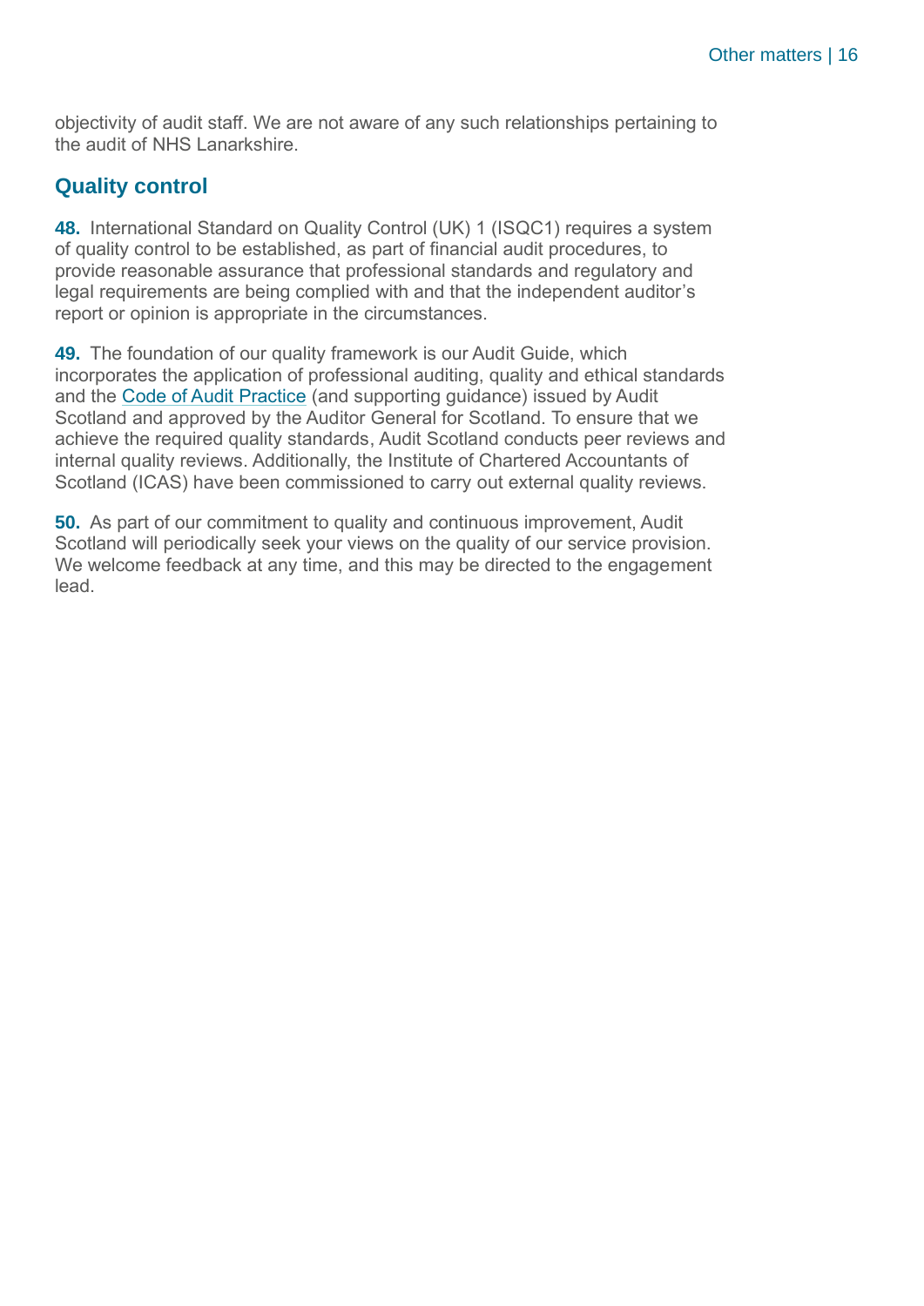objectivity of audit staff. We are not aware of any such relationships pertaining to the audit of NHS Lanarkshire.

## Quality control

**48.** International Standard on Quality Control (UK) 1 (ISQC1) requires a system of quality control to be established, as part of financial audit procedures, to provide reasonable assurance that professional standards and regulatory and legal requirements are being complied with and that the independent auditor's report or opinion is appropriate in the circumstances.

**49.** The foundation of our quality framework is our Audit Guide, which incorporates the application of professional auditing, quality and ethical standards and the Code of Audit Practice (and supporting guidance) issued by Audit Scotland and approved by the Auditor General for Scotland. To ensure that we achieve the required quality standards, Audit Scotland conducts peer reviews and internal quality reviews. Additionally, the Institute of Chartered Accountants of Scotland (ICAS) have been commissioned to carry out external quality reviews.

**50.** As part of our commitment to quality and continuous improvement, Audit Scotland will periodically seek your views on the quality of our service provision. We welcome feedback at any time, and this may be directed to the engagement lead.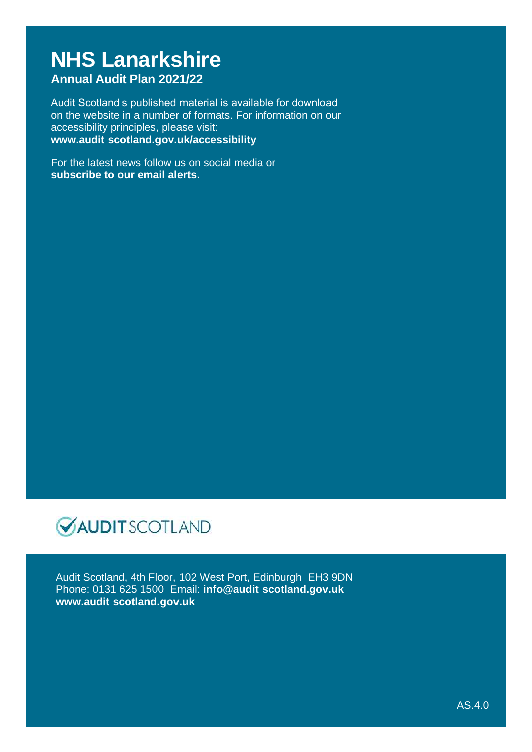# NHS Lanarkshire

**Annual Audit Plan 2021/22**

Audit Scotland s published material is available for download on the website in a number of formats. For information on our accessibility principles, please visit:
**www.audit scotland.gov.uk/accessibility**

For the latest news follow us on social media or
**subscribe to our email alerts.**

AUDIT SCOTLAND

Audit Scotland, 4th Floor, 102 West Port, Edinburgh EH3 9DN
Phone: 0131 625 1500 Email: **info@audit scotland.gov.uk**
**www.audit scotland.gov.uk**

AS.4.0